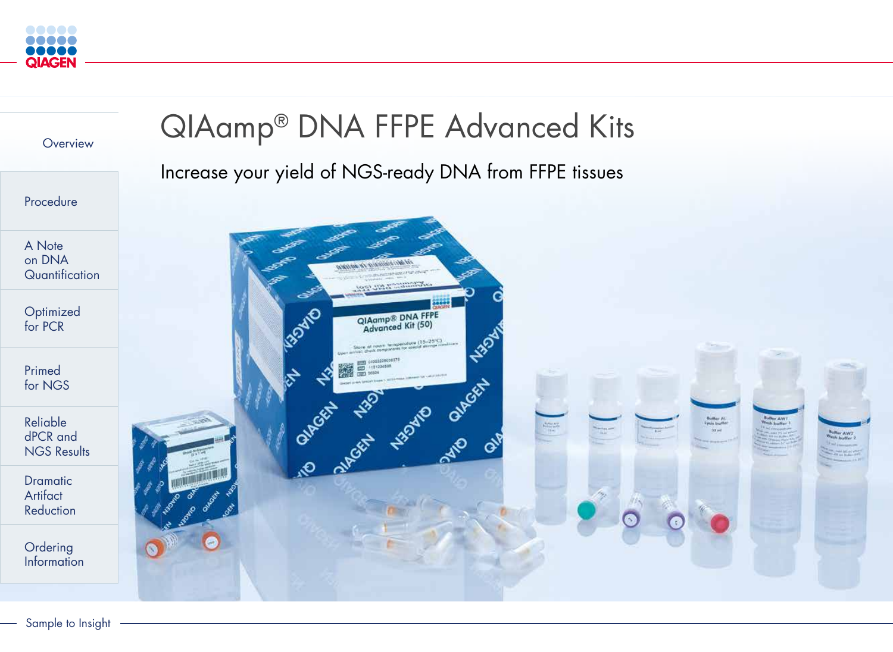# QIAamp® DNA FFPE Advanced Kits

## Increase your yield of NGS-ready DNA from FFPE tissues

- Overview
- Procedure
- A Note on DNA Quantification
- Optimized for PCR
- Primed for NGS
- Reliable dPCR and NGS Results
- Dramatic Artifact Reduction
- Ordering Information

Sample to Insight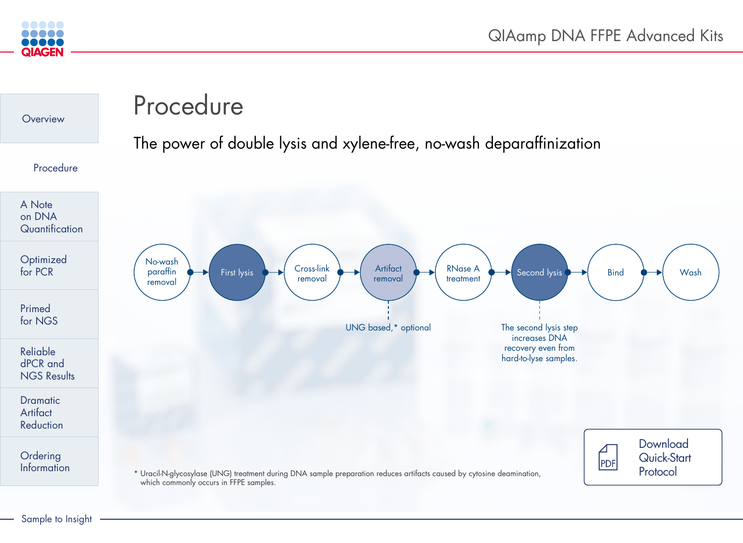# Procedure

## The power of double lysis and xylene-free, no-wash deparaffinization

No-wash paraffin removal → First lysis → Cross-link removal → Artifact removal → RNase A treatment → Second lysis → Bind → Wash

Artifact removal: UNG based,* optional

Second lysis: The second lysis step increases DNA recovery even from hard-to-lyse samples.

\* Uracil-N-glycosylase (UNG) treatment during DNA sample preparation reduces artifacts caused by cytosine deamination, which commonly occurs in FFPE samples.

Download Quick-Start Protocol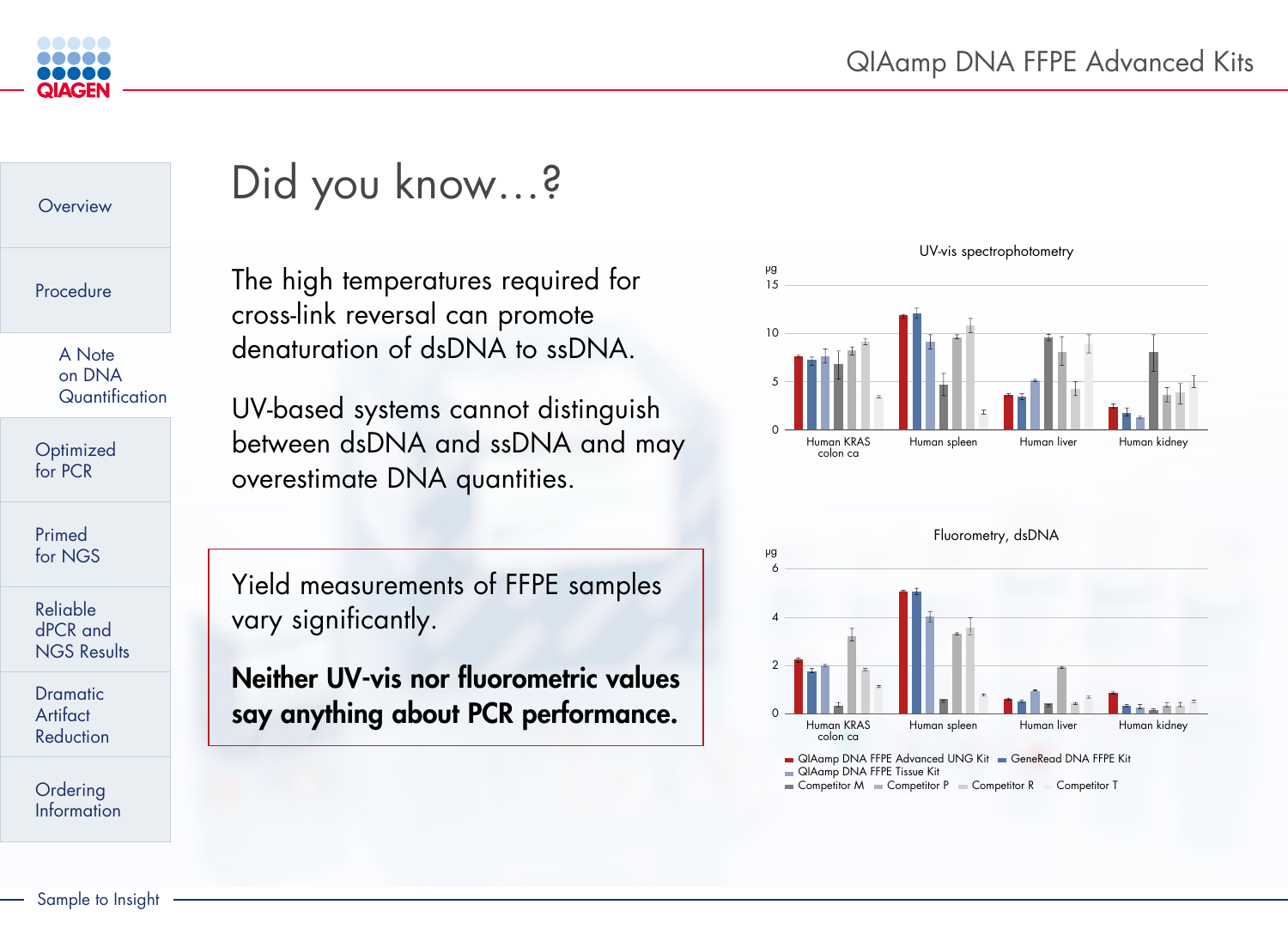# Did you know…?

The high temperatures required for cross-link reversal can promote denaturation of dsDNA to ssDNA.

UV-based systems cannot distinguish between dsDNA and ssDNA and may overestimate DNA quantities.

Yield measurements of FFPE samples vary significantly.

**Neither UV-vis nor fluorometric values say anything about PCR performance.**

UV-vis spectrophotometry

µg

15

10

5

0

Human KRAS colon ca | Human spleen | Human liver | Human kidney

Fluorometry, dsDNA

µg

6

4

2

0

Human KRAS colon ca | Human spleen | Human liver | Human kidney

- QIAamp DNA FFPE Advanced UNG Kit
- GeneRead DNA FFPE Kit
- QIAamp DNA FFPE Tissue Kit
- Competitor M
- Competitor P
- Competitor R
- Competitor T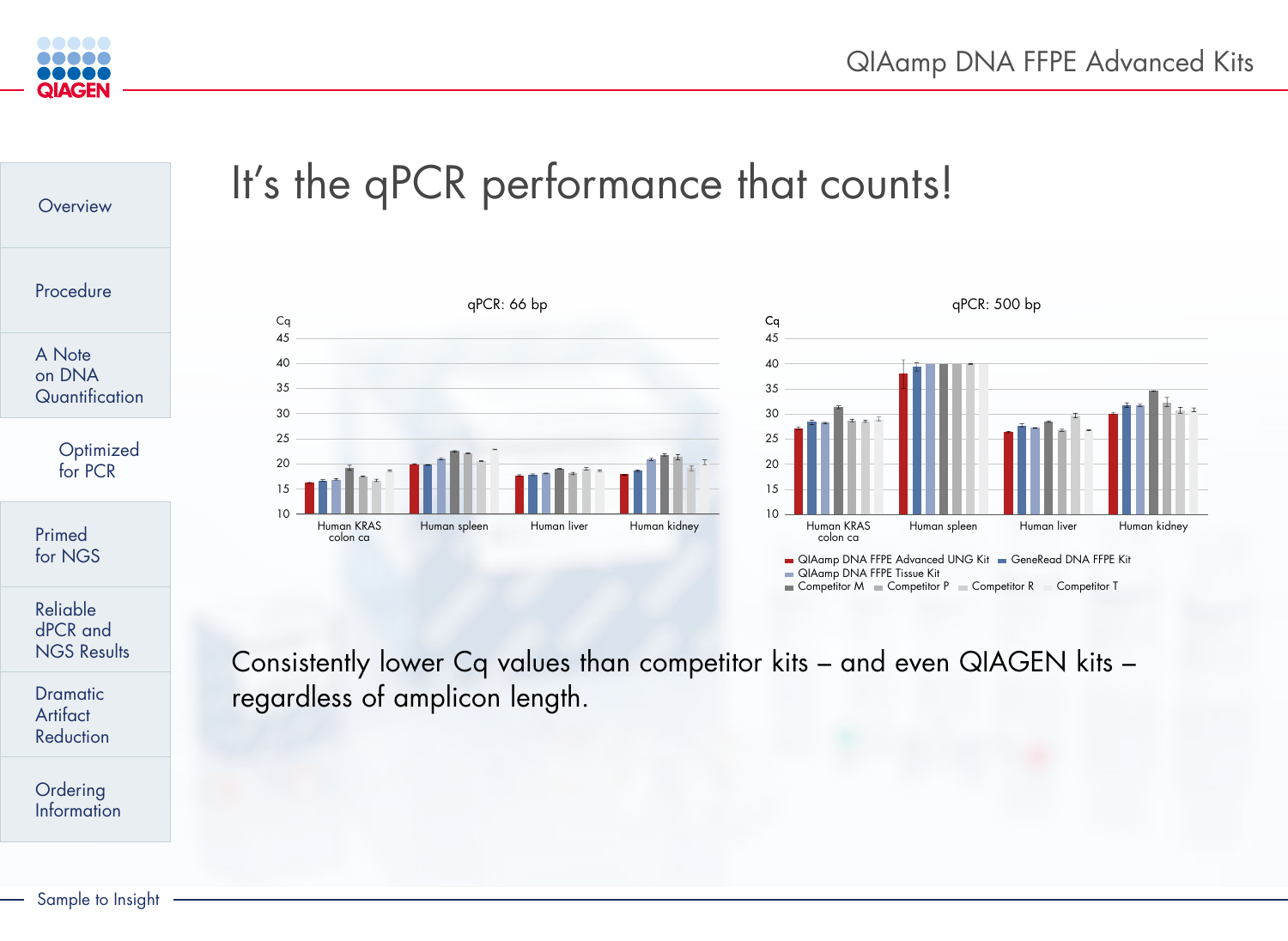# It's the qPCR performance that counts!

qPCR: 66 bp

qPCR: 500 bp

Cq

Human KRAS colon ca | Human spleen | Human liver | Human kidney

- QIAamp DNA FFPE Advanced UNG Kit
- GeneRead DNA FFPE Kit
- QIAamp DNA FFPE Tissue Kit
- Competitor M
- Competitor P
- Competitor R
- Competitor T

Consistently lower Cq values than competitor kits – and even QIAGEN kits – regardless of amplicon length.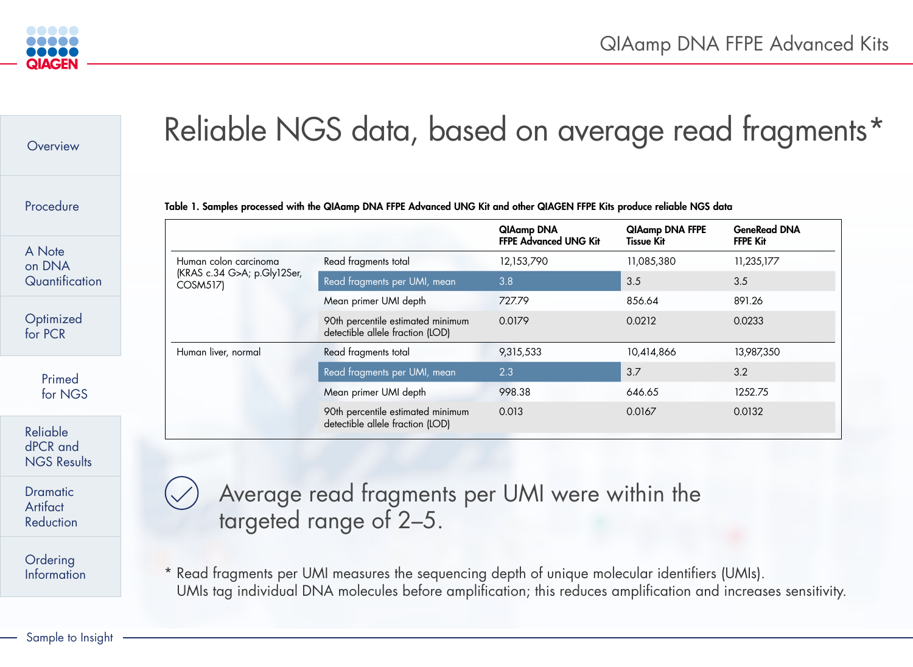# Reliable NGS data, based on average read fragments*

**Table 1. Samples processed with the QIAamp DNA FFPE Advanced UNG Kit and other QIAGEN FFPE Kits produce reliable NGS data**

| | | QIAamp DNA FFPE Advanced UNG Kit | QIAamp DNA FFPE Tissue Kit | GeneRead DNA FFPE Kit |
|---|---|---|---|---|
| Human colon carcinoma (KRAS c.34 G>A; p.Gly12Ser, COSM517) | Read fragments total | 12,153,790 | 11,085,380 | 11,235,177 |
| | Read fragments per UMI, mean | 3.8 | 3.5 | 3.5 |
| | Mean primer UMI depth | 727.79 | 856.64 | 891.26 |
| | 90th percentile estimated minimum detectible allele fraction (LOD) | 0.0179 | 0.0212 | 0.0233 |
| Human liver, normal | Read fragments total | 9,315,533 | 10,414,866 | 13,987,350 |
| | Read fragments per UMI, mean | 2.3 | 3.7 | 3.2 |
| | Mean primer UMI depth | 998.38 | 646.65 | 1252.75 |
| | 90th percentile estimated minimum detectible allele fraction (LOD) | 0.013 | 0.0167 | 0.0132 |

Average read fragments per UMI were within the targeted range of 2–5.

* Read fragments per UMI measures the sequencing depth of unique molecular identifiers (UMIs). UMIs tag individual DNA molecules before amplification; this reduces amplification and increases sensitivity.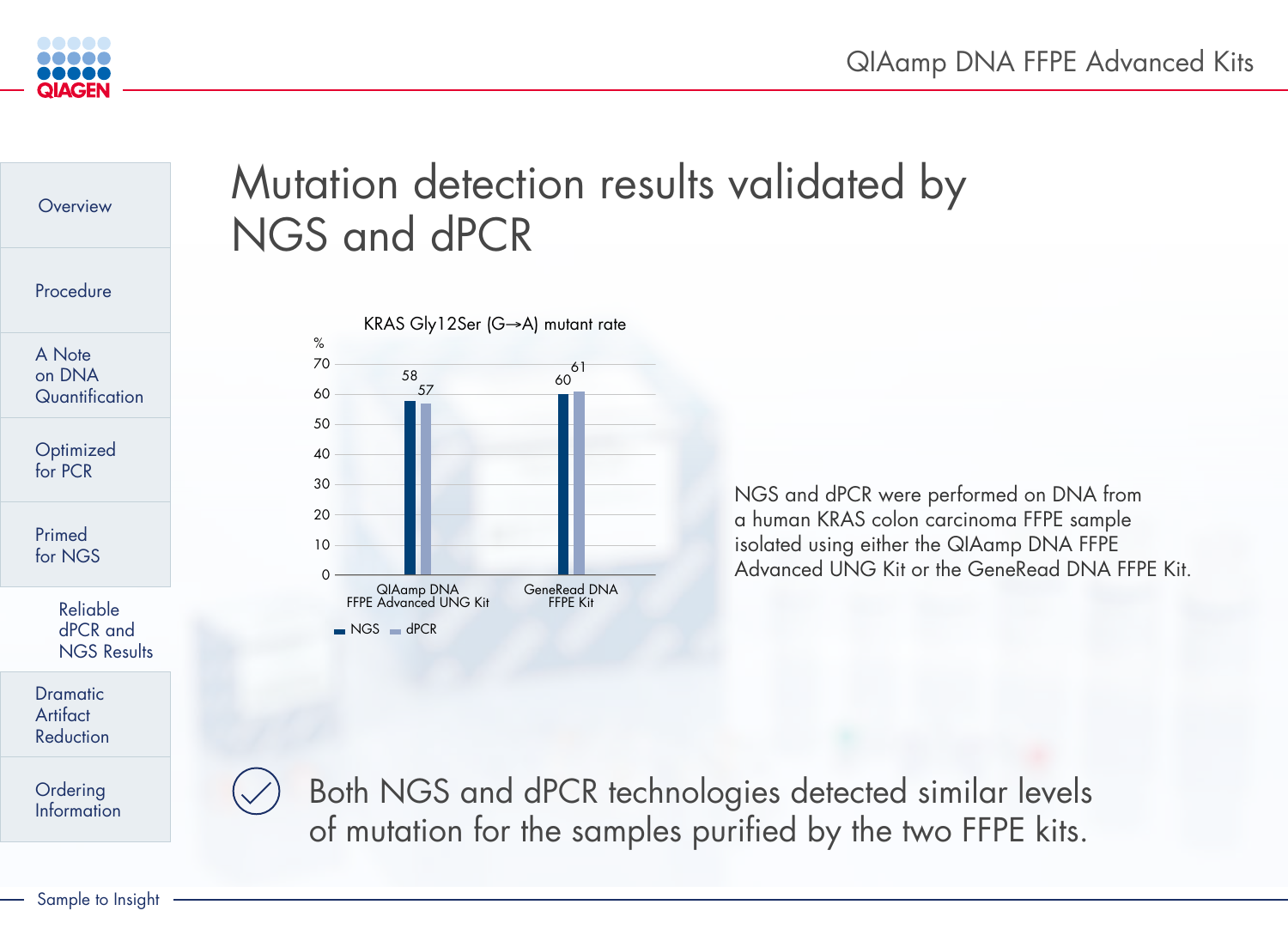# Mutation detection results validated by NGS and dPCR

**KRAS Gly12Ser (G→A) mutant rate**

| % | NGS | dPCR |
|---|---|---|
| QIAamp DNA FFPE Advanced UNG Kit | 58 | 57 |
| GeneRead DNA FFPE Kit | 60 | 61 |

NGS and dPCR were performed on DNA from a human KRAS colon carcinoma FFPE sample isolated using either the QIAamp DNA FFPE Advanced UNG Kit or the GeneRead DNA FFPE Kit.

Both NGS and dPCR technologies detected similar levels of mutation for the samples purified by the two FFPE kits.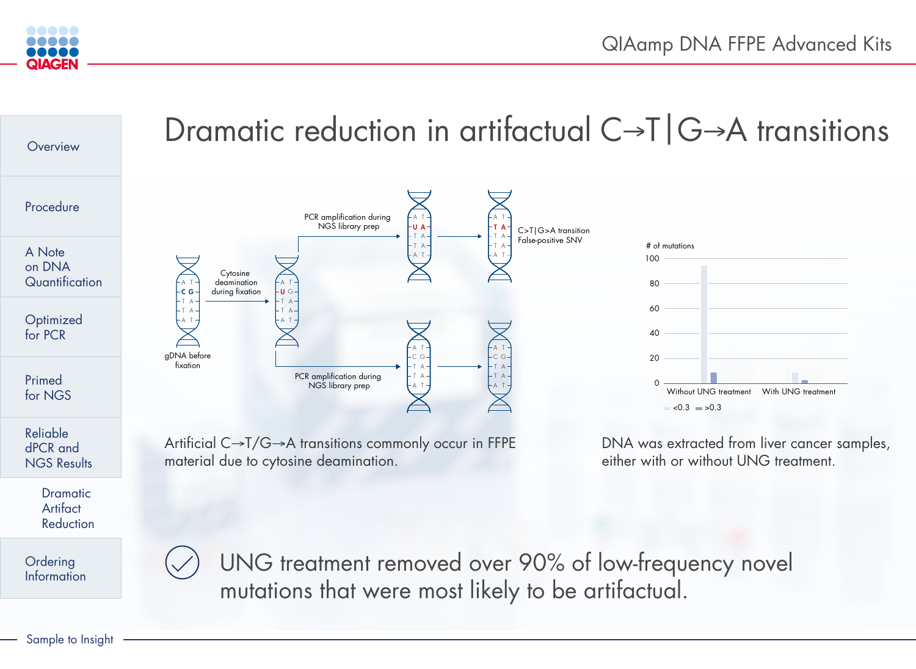# Dramatic reduction in artifactual C→T|G→A transitions

Artificial C→T/G→A transitions commonly occur in FFPE material due to cytosine deamination.

DNA was extracted from liver cancer samples, either with or without UNG treatment.

UNG treatment removed over 90% of low-frequency novel mutations that were most likely to be artifactual.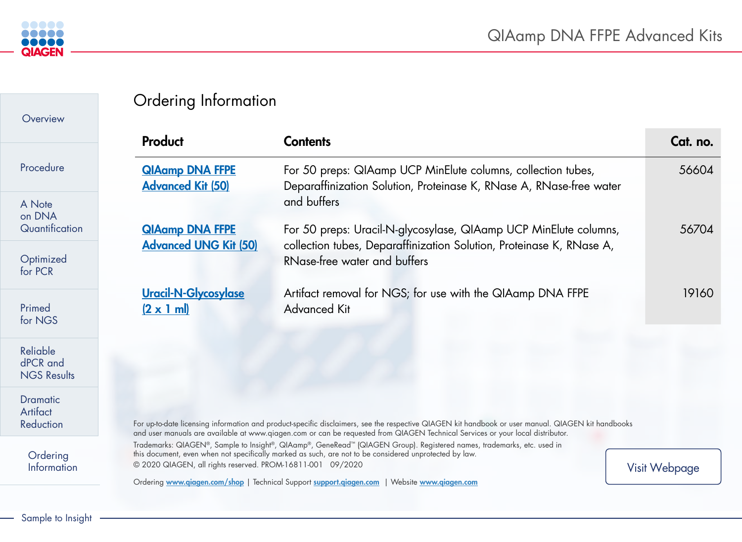# Ordering Information

| Product | Contents | Cat. no. |
| --- | --- | --- |
| QIAamp DNA FFPE Advanced Kit (50) | For 50 preps: QIAamp UCP MinElute columns, collection tubes, Deparaffinization Solution, Proteinase K, RNase A, RNase-free water and buffers | 56604 |
| QIAamp DNA FFPE Advanced UNG Kit (50) | For 50 preps: Uracil-N-glycosylase, QIAamp UCP MinElute columns, collection tubes, Deparaffinization Solution, Proteinase K, RNase A, RNase-free water and buffers | 56704 |
| Uracil-N-Glycosylase (2 x 1 ml) | Artifact removal for NGS; for use with the QIAamp DNA FFPE Advanced Kit | 19160 |

For up-to-date licensing information and product-specific disclaimers, see the respective QIAGEN kit handbook or user manual. QIAGEN kit handbooks and user manuals are available at www.qiagen.com or can be requested from QIAGEN Technical Services or your local distributor.

Trademarks: QIAGEN®, Sample to Insight®, QIAamp®, GeneRead™ (QIAGEN Group). Registered names, trademarks, etc. used in this document, even when not specifically marked as such, are not to be considered unprotected by law.

© 2020 QIAGEN, all rights reserved. PROM-16811-001 09/2020

Ordering www.qiagen.com/shop | Technical Support support.qiagen.com | Website www.qiagen.com

Visit Webpage